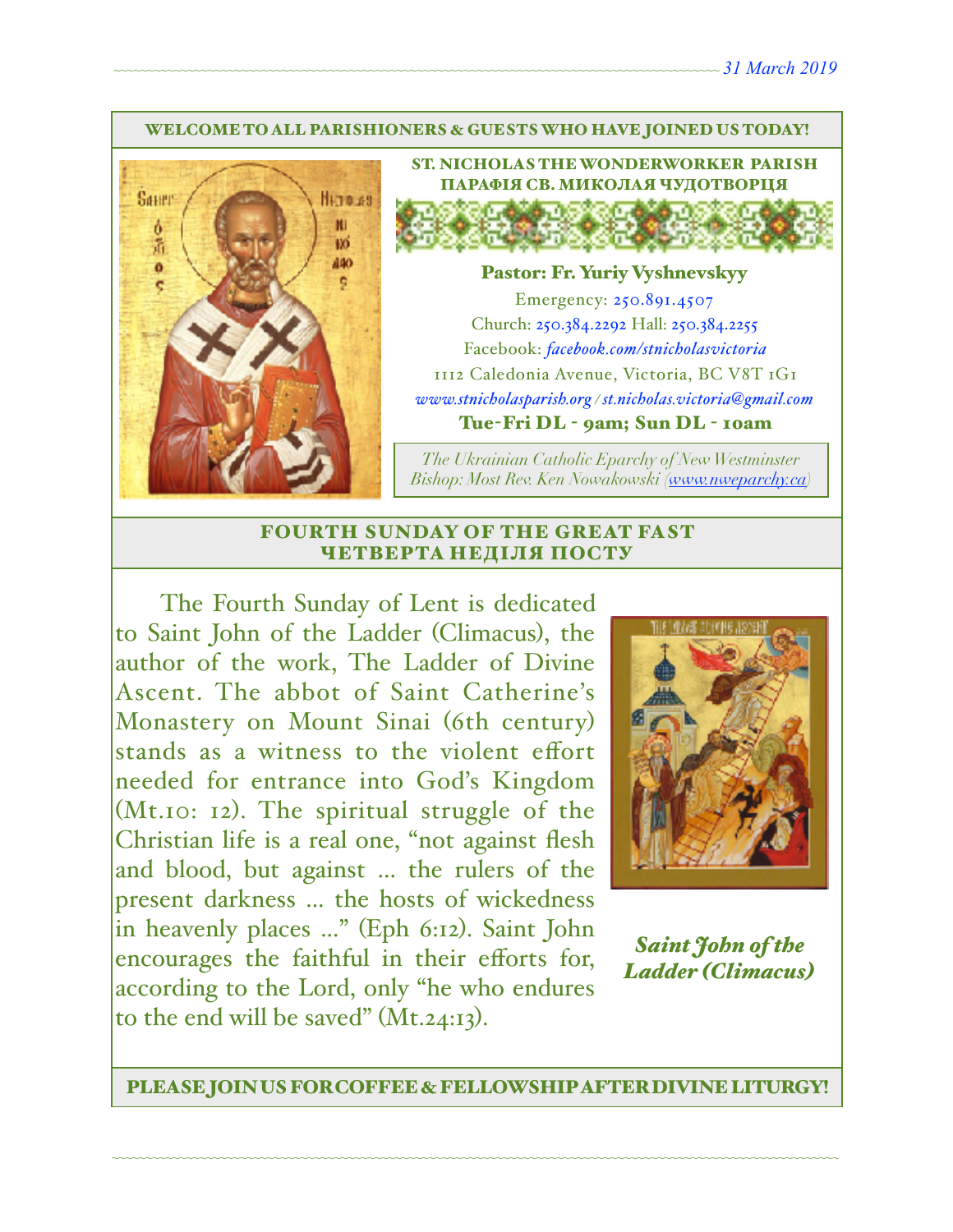*31 March 2019*

WELCOME TO ALL PARISHIONERS & GUESTS WHO HAVE JOINED US TODAY!

## ST. NICHOLAS THE WONDERWORKER PARISH
## ПАРАФІЯ СВ. МИКОЛАЯ ЧУДОТВОРЦЯ

**Pastor: Fr. Yuriy Vyshnevskyy**

Emergency: 250.891.4507

Church: 250.384.2292 Hall: 250.384.2255

Facebook: *facebook.com/stnicholasvictoria*

1112 Caledonia Avenue, Victoria, BC V8T 1G1

*www.stnicholasparish.org / st.nicholas.victoria@gmail.com*

**Tue-Fri DL - 9am; Sun DL - 10am**

*The Ukrainian Catholic Eparchy of New Westminster*
*Bishop: Most Rev. Ken Nowakowski (www.nweparchy.ca)*

## FOURTH SUNDAY OF THE GREAT FAST
## ЧЕТВЕРТА НЕДІЛЯ ПОСТУ

The Fourth Sunday of Lent is dedicated to Saint John of the Ladder (Climacus), the author of the work, The Ladder of Divine Ascent. The abbot of Saint Catherine's Monastery on Mount Sinai (6th century) stands as a witness to the violent effort needed for entrance into God's Kingdom (Mt.10: 12). The spiritual struggle of the Christian life is a real one, "not against flesh and blood, but against ... the rulers of the present darkness ... the hosts of wickedness in heavenly places ..." (Eph 6:12). Saint John encourages the faithful in their efforts for, according to the Lord, only "he who endures to the end will be saved" (Mt.24:13).

*Saint John of the Ladder (Climacus)*

PLEASE JOIN US FOR COFFEE & FELLOWSHIP AFTER DIVINE LITURGY!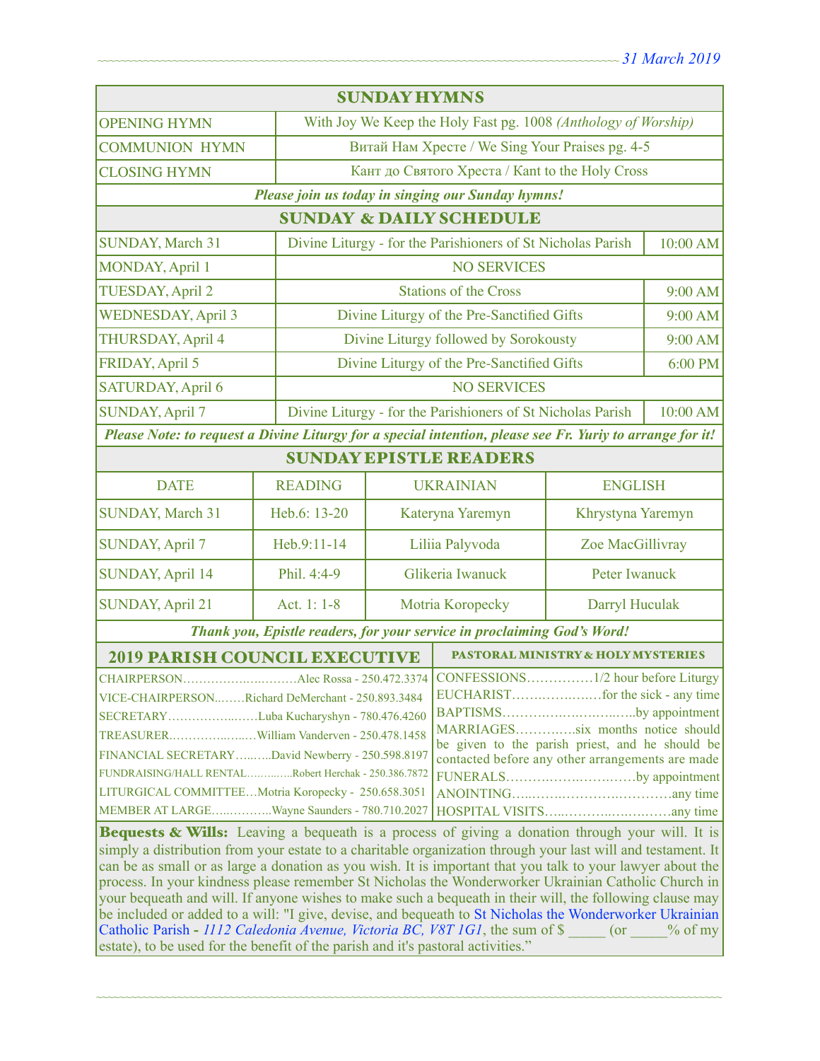## SUNDAY HYMNS

| | |
|---|---|
| OPENING HYMN | With Joy We Keep the Holy Fast pg. 1008 *(Anthology of Worship)* |
| COMMUNION HYMN | Витай Нам Хресте / We Sing Your Praises pg. 4-5 |
| CLOSING HYMN | Кант до Святого Хреста / Kant to the Holy Cross |

***Please join us today in singing our Sunday hymns!***

## SUNDAY & DAILY SCHEDULE

| | | |
|---|---|---|
| SUNDAY, March 31 | Divine Liturgy - for the Parishioners of St Nicholas Parish | 10:00 AM |
| MONDAY, April 1 | NO SERVICES | |
| TUESDAY, April 2 | Stations of the Cross | 9:00 AM |
| WEDNESDAY, April 3 | Divine Liturgy of the Pre-Sanctified Gifts | 9:00 AM |
| THURSDAY, April 4 | Divine Liturgy followed by Sorokousty | 9:00 AM |
| FRIDAY, April 5 | Divine Liturgy of the Pre-Sanctified Gifts | 6:00 PM |
| SATURDAY, April 6 | NO SERVICES | |
| SUNDAY, April 7 | Divine Liturgy - for the Parishioners of St Nicholas Parish | 10:00 AM |

***Please Note: to request a Divine Liturgy for a special intention, please see Fr. Yuriy to arrange for it!***

## SUNDAY EPISTLE READERS

| DATE | READING | UKRAINIAN | ENGLISH |
|---|---|---|---|
| SUNDAY, March 31 | Heb.6: 13-20 | Kateryna Yaremyn | Khrystyna Yaremyn |
| SUNDAY, April 7 | Heb.9:11-14 | Liliia Palyvoda | Zoe MacGillivray |
| SUNDAY, April 14 | Phil. 4:4-9 | Glikeria Iwanuck | Peter Iwanuck |
| SUNDAY, April 21 | Act. 1: 1-8 | Motria Koropecky | Darryl Huculak |

***Thank you, Epistle readers, for your service in proclaiming God's Word!***

## 2019 PARISH COUNCIL EXECUTIVE

CHAIRPERSON……………………….Alec Rossa - 250.472.3374
VICE-CHAIRPERSON….….Richard DeMerchant - 250.893.3484
SECRETARY…………………Luba Kucharyshyn - 780.476.4260
TREASURER……………….William Vanderven - 250.478.1458
FINANCIAL SECRETARY……..David Newberry - 250.598.8197
FUNDRAISING/HALL RENTAL…………Robert Herchak - 250.386.7872
LITURGICAL COMMITTEE…Motria Koropecky - 250.658.3051
MEMBER AT LARGE……………Wayne Saunders - 780.710.2027

## PASTORAL MINISTRY & HOLY MYSTERIES

CONFESSIONS……………1/2 hour before Liturgy
EUCHARIST………………for the sick - any time
BAPTISMS…………………………by appointment
MARRIAGES…………six months notice should be given to the parish priest, and he should be contacted before any other arrangements are made
FUNERALS……………………………by appointment
ANOINTING………………………………any time
HOSPITAL VISITS………………………any time

**Bequests & Wills:** Leaving a bequeath is a process of giving a donation through your will. It is simply a distribution from your estate to a charitable organization through your last will and testament. It can be as small or as large a donation as you wish. It is important that you talk to your lawyer about the process. In your kindness please remember St Nicholas the Wonderworker Ukrainian Catholic Church in your bequeath and will. If anyone wishes to make such a bequeath in their will, the following clause may be included or added to a will: "I give, devise, and bequeath to St Nicholas the Wonderworker Ukrainian Catholic Parish - *1112 Caledonia Avenue, Victoria BC, V8T 1G1*, the sum of $ _____ (or _____% of my estate), to be used for the benefit of the parish and it's pastoral activities."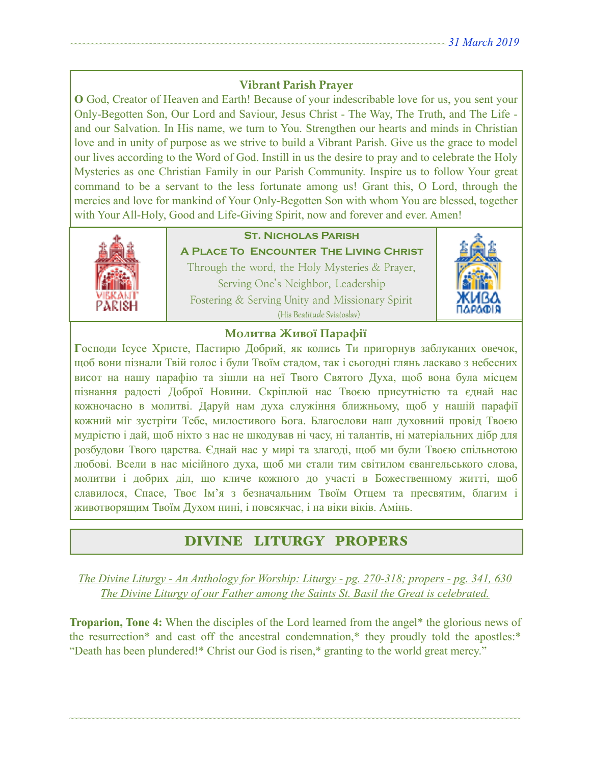**Vibrant Parish Prayer**

**O** God, Creator of Heaven and Earth! Because of your indescribable love for us, you sent your Only-Begotten Son, Our Lord and Saviour, Jesus Christ - The Way, The Truth, and The Life - and our Salvation. In His name, we turn to You. Strengthen our hearts and minds in Christian love and in unity of purpose as we strive to build a Vibrant Parish. Give us the grace to model our lives according to the Word of God. Instill in us the desire to pray and to celebrate the Holy Mysteries as one Christian Family in our Parish Community. Inspire us to follow Your great command to be a servant to the less fortunate among us! Grant this, O Lord, through the mercies and love for mankind of Your Only-Begotten Son with whom You are blessed, together with Your All-Holy, Good and Life-Giving Spirit, now and forever and ever. Amen!

**St. Nicholas Parish**

**A Place To Encounter The Living Christ**

Through the word, the Holy Mysteries & Prayer,
Serving One's Neighbor, Leadership
Fostering & Serving Unity and Missionary Spirit
(His Beatitude Sviatoslav)

**Молитва Живої Парафії**

**Г**осподи Ісусе Христе, Пастирю Добрий, як колись Ти пригорнув заблуканих овечок, щоб вони пізнали Твій голос і були Твоїм стадом, так і сьогодні глянь ласкаво з небесних висот на нашу парафію та зішли на неї Твого Святого Духа, щоб вона була місцем пізнання радості Доброї Новини. Скріплюй нас Твоєю присутністю та єднай нас кожночасно в молитві. Даруй нам духа служіння ближньому, щоб у нашій парафії кожний міг зустріти Тебе, милостивого Бога. Благослови наш духовний провід Твоєю мудрістю і дай, щоб ніхто з нас не шкодував ні часу, ні талантів, ні матеріальних дібр для розбудови Твого царства. Єднай нас у мирі та злагоді, щоб ми були Твоєю спільнотою любові. Всели в нас місійного духа, щоб ми стали тим світилом євангельського слова, молитви і добрих діл, що кличе кожного до участі в Божественному житті, щоб славилося, Спасе, Твоє Ім'я з безначальним Твоїм Отцем та пресвятим, благим і животворящим Твоїм Духом нині, і повсякчас, і на віки віків. Амінь.

## DIVINE LITURGY PROPERS

*The Divine Liturgy - An Anthology for Worship: Liturgy - pg. 270-318; propers - pg. 341, 630*
*The Divine Liturgy of our Father among the Saints St. Basil the Great is celebrated.*

**Troparion, Tone 4:** When the disciples of the Lord learned from the angel* the glorious news of the resurrection* and cast off the ancestral condemnation,* they proudly told the apostles:* "Death has been plundered!* Christ our God is risen,* granting to the world great mercy."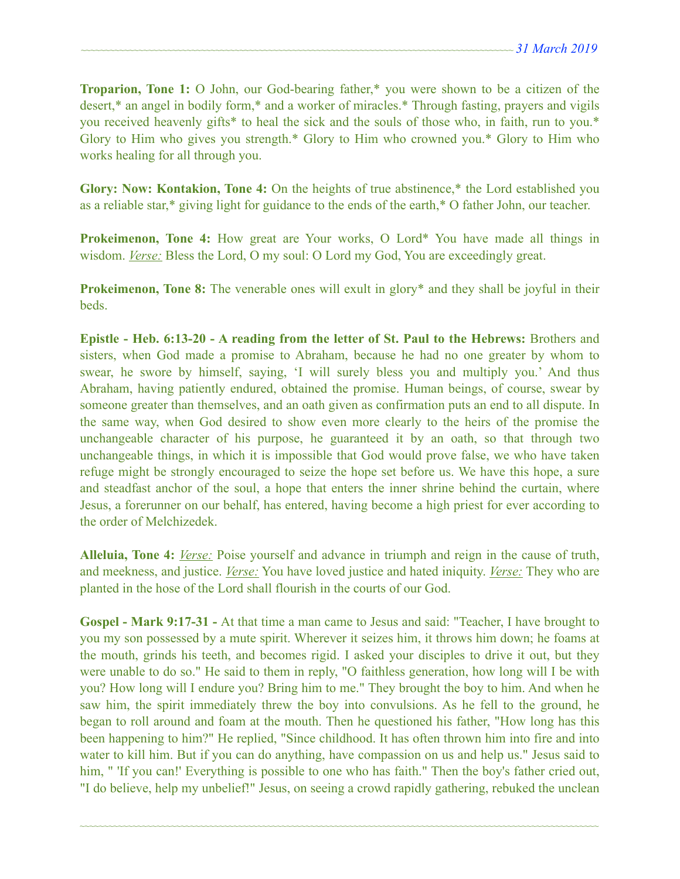**Troparion, Tone 1:** O John, our God-bearing father,* you were shown to be a citizen of the desert,* an angel in bodily form,* and a worker of miracles.* Through fasting, prayers and vigils you received heavenly gifts* to heal the sick and the souls of those who, in faith, run to you.* Glory to Him who gives you strength.* Glory to Him who crowned you.* Glory to Him who works healing for all through you.

**Glory: Now: Kontakion, Tone 4:** On the heights of true abstinence,* the Lord established you as a reliable star,* giving light for guidance to the ends of the earth,* O father John, our teacher.

**Prokeimenon, Tone 4:** How great are Your works, O Lord* You have made all things in wisdom. *Verse:* Bless the Lord, O my soul: O Lord my God, You are exceedingly great.

**Prokeimenon, Tone 8:** The venerable ones will exult in glory* and they shall be joyful in their beds.

**Epistle - Heb. 6:13-20 - A reading from the letter of St. Paul to the Hebrews:** Brothers and sisters, when God made a promise to Abraham, because he had no one greater by whom to swear, he swore by himself, saying, 'I will surely bless you and multiply you.' And thus Abraham, having patiently endured, obtained the promise. Human beings, of course, swear by someone greater than themselves, and an oath given as confirmation puts an end to all dispute. In the same way, when God desired to show even more clearly to the heirs of the promise the unchangeable character of his purpose, he guaranteed it by an oath, so that through two unchangeable things, in which it is impossible that God would prove false, we who have taken refuge might be strongly encouraged to seize the hope set before us. We have this hope, a sure and steadfast anchor of the soul, a hope that enters the inner shrine behind the curtain, where Jesus, a forerunner on our behalf, has entered, having become a high priest for ever according to the order of Melchizedek.

**Alleluia, Tone 4:** *Verse:* Poise yourself and advance in triumph and reign in the cause of truth, and meekness, and justice. *Verse:* You have loved justice and hated iniquity. *Verse:* They who are planted in the hose of the Lord shall flourish in the courts of our God.

**Gospel - Mark 9:17-31 -** At that time a man came to Jesus and said: "Teacher, I have brought to you my son possessed by a mute spirit. Wherever it seizes him, it throws him down; he foams at the mouth, grinds his teeth, and becomes rigid. I asked your disciples to drive it out, but they were unable to do so." He said to them in reply, "O faithless generation, how long will I be with you? How long will I endure you? Bring him to me." They brought the boy to him. And when he saw him, the spirit immediately threw the boy into convulsions. As he fell to the ground, he began to roll around and foam at the mouth. Then he questioned his father, "How long has this been happening to him?" He replied, "Since childhood. It has often thrown him into fire and into water to kill him. But if you can do anything, have compassion on us and help us." Jesus said to him, " 'If you can!' Everything is possible to one who has faith." Then the boy's father cried out, "I do believe, help my unbelief!" Jesus, on seeing a crowd rapidly gathering, rebuked the unclean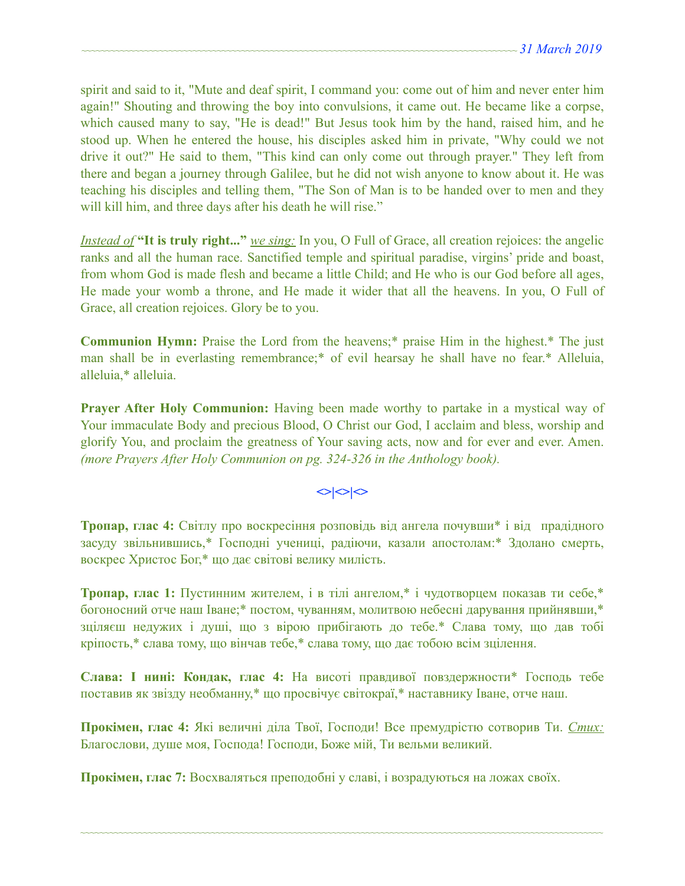spirit and said to it, "Mute and deaf spirit, I command you: come out of him and never enter him again!" Shouting and throwing the boy into convulsions, it came out. He became like a corpse, which caused many to say, "He is dead!" But Jesus took him by the hand, raised him, and he stood up. When he entered the house, his disciples asked him in private, "Why could we not drive it out?" He said to them, "This kind can only come out through prayer." They left from there and began a journey through Galilee, but he did not wish anyone to know about it. He was teaching his disciples and telling them, "The Son of Man is to be handed over to men and they will kill him, and three days after his death he will rise."

*Instead of* **"It is truly right..."** *we sing:* In you, O Full of Grace, all creation rejoices: the angelic ranks and all the human race. Sanctified temple and spiritual paradise, virgins' pride and boast, from whom God is made flesh and became a little Child; and He who is our God before all ages, He made your womb a throne, and He made it wider that all the heavens. In you, O Full of Grace, all creation rejoices. Glory be to you.

**Communion Hymn:** Praise the Lord from the heavens;* praise Him in the highest.* The just man shall be in everlasting remembrance;* of evil hearsay he shall have no fear.* Alleluia, alleluia,* alleluia.

**Prayer After Holy Communion:** Having been made worthy to partake in a mystical way of Your immaculate Body and precious Blood, O Christ our God, I acclaim and bless, worship and glorify You, and proclaim the greatness of Your saving acts, now and for ever and ever. Amen. *(more Prayers After Holy Communion on pg. 324-326 in the Anthology book).*

<>|<>|<>

**Тропар, глас 4:** Світлу про воскресіння розповідь від ангела почувши* і від прадідного засуду звільнившись,* Господні учениці, радіючи, казали апостолам:* Здолано смерть, воскрес Христос Бог,* що дає світові велику милість.

**Тропар, глас 1:** Пустинним жителем, і в тілі ангелом,* і чудотворцем показав ти себе,* богоносний отче наш Іване;* постом, чуванням, молитвою небесні дарування прийнявши,* зціляєш недужих і душі, що з вірою прибігають до тебе.* Слава тому, що дав тобі кріпость,* слава тому, що вінчав тебе,* слава тому, що дає тобою всім зцілення.

**Слава: І нині: Кондак, глас 4:** На висоті правдивої повздержности* Господь тебе поставив як звізду необманну,* що просвічує світокраї,* наставнику Іване, отче наш.

**Прокімен, глас 4:** Які величні діла Твої, Господи! Все премудрістю сотворив Ти. *Стих:* Благослови, душе моя, Господа! Господи, Боже мій, Ти вельми великий.

**Прокімен, глас 7:** Восхваляться преподобні у славі, і возрадуються на ложах своїх.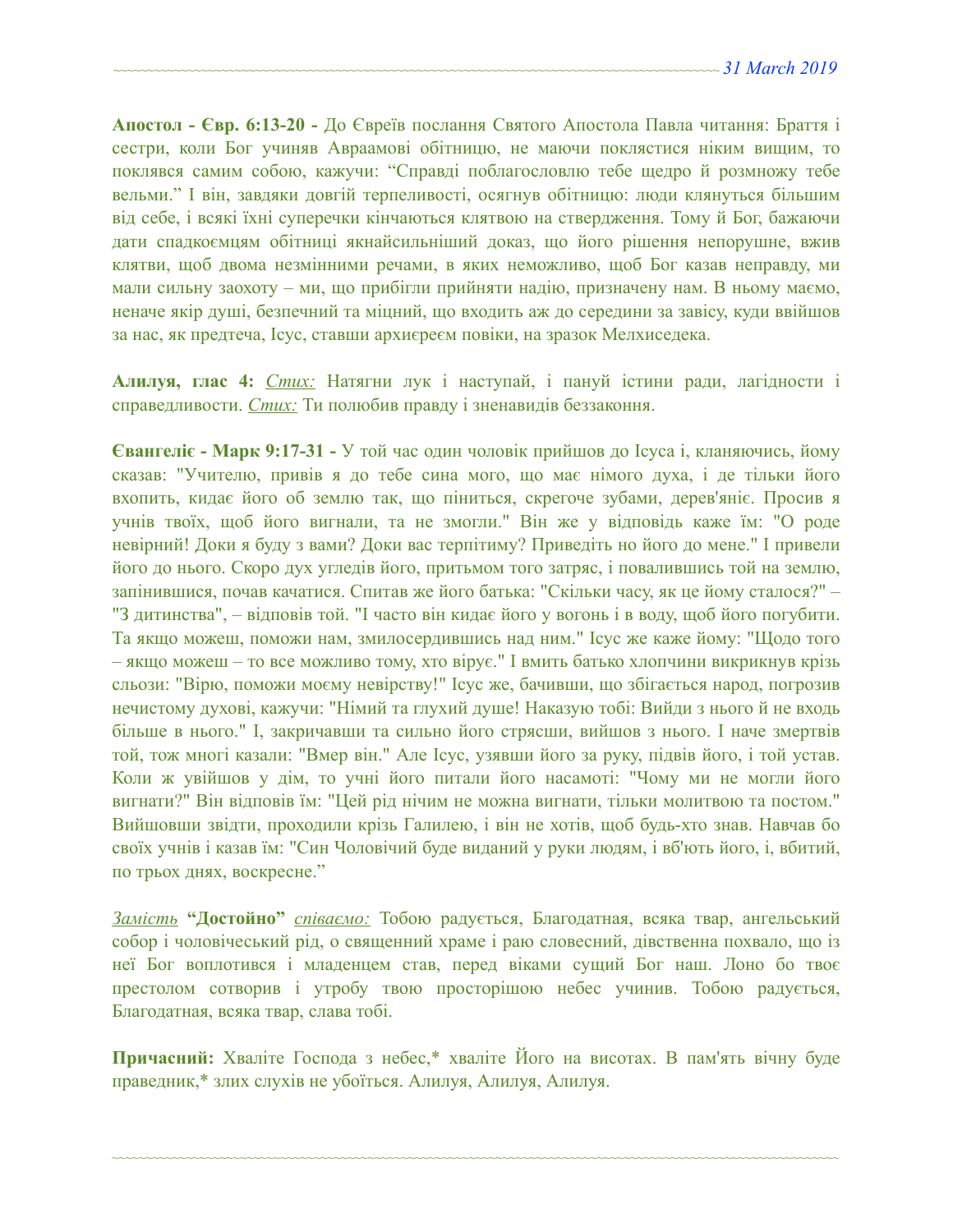**Апостол - Євр. 6:13-20 -** До Євреїв послання Святого Апостола Павла читання: Браття і сестри, коли Бог учиняв Авраамові обітницю, не маючи поклястися ніким вищим, то поклявся самим собою, кажучи: "Справді поблагословлю тебе щедро й розмножу тебе вельми." І він, завдяки довгій терпеливості, осягнув обітницю: люди клянуться більшим від себе, і всякі їхні суперечки кінчаються клятвою на ствердження. Тому й Бог, бажаючи дати спадкоємцям обітниці якнайсильніший доказ, що його рішення непорушне, вжив клятви, щоб двома незмінними речами, в яких неможливо, щоб Бог казав неправду, ми мали сильну заохоту – ми, що прибігли прийняти надію, призначену нам. В ньому маємо, неначе якір душі, безпечний та міцний, що входить аж до середини за завісу, куди ввійшов за нас, як предтеча, Ісус, ставши архиєреєм повіки, на зразок Мелхиседека.

**Алилуя, глас 4:** *Стих:* Натягни лук і наступай, і пануй істини ради, лагідности і справедливости. *Стих:* Ти полюбив правду і зненавидів беззаконня.

**Євангеліє - Марк 9:17-31 -** У той час один чоловік прийшов до Ісуса і, кланяючись, йому сказав: "Учителю, привів я до тебе сина мого, що має німого духа, і де тільки його вхопить, кидає його об землю так, що піниться, скрегоче зубами, дерев'яніє. Просив я учнів твоїх, щоб його вигнали, та не змогли." Він же у відповідь каже їм: "О роде невірний! Доки я буду з вами? Доки вас терпітиму? Приведіть но його до мене." І привели його до нього. Скоро дух угледів його, притьмом того затряс, і повалившись той на землю, запінившися, почав качатися. Спитав же його батька: "Скільки часу, як це йому сталося?" – "З дитинства", – відповів той. "І часто він кидає його у вогонь і в воду, щоб його погубити. Та якщо можеш, поможи нам, змилосердившись над ним." Ісус же каже йому: "Щодо того – якщо можеш – то все можливо тому, хто вірує." І вмить батько хлопчини викрикнув крізь сльози: "Вірю, поможи моєму невірству!" Ісус же, бачивши, що збігається народ, погрозив нечистому духові, кажучи: "Німий та глухий душе! Наказую тобі: Вийди з нього й не входь більше в нього." І, закричавши та сильно його стрясши, вийшов з нього. І наче змертвів той, тож многі казали: "Вмер він." Але Ісус, узявши його за руку, підвів його, і той устав. Коли ж увійшов у дім, то учні його питали його насамоті: "Чому ми не могли його вигнати?" Він відповів їм: "Цей рід нічим не можна вигнати, тільки молитвою та постом." Вийшовши звідти, проходили крізь Галилею, і він не хотів, щоб будь-хто знав. Навчав бо своїх учнів і казав їм: "Син Чоловічий буде виданий у руки людям, і вб'ють його, і, вбитий, по трьох днях, воскресне."

*Замість* **"Достойно"** *співаємо:* Тобою радується, Благодатная, всяка твар, ангельський собор і чоловічеський рід, о священний храме і раю словесний, дівственна похвало, що із неї Бог воплотився і младенцем став, перед віками сущий Бог наш. Лоно бо твоє престолом сотворив і утробу твою просторішою небес учинив. Тобою радується, Благодатная, всяка твар, слава тобі.

**Причасний:** Хваліте Господа з небес,* хваліте Його на висотах. В пам'ять вічну буде праведник,* злих слухів не убоїться. Алилуя, Алилуя, Алилуя.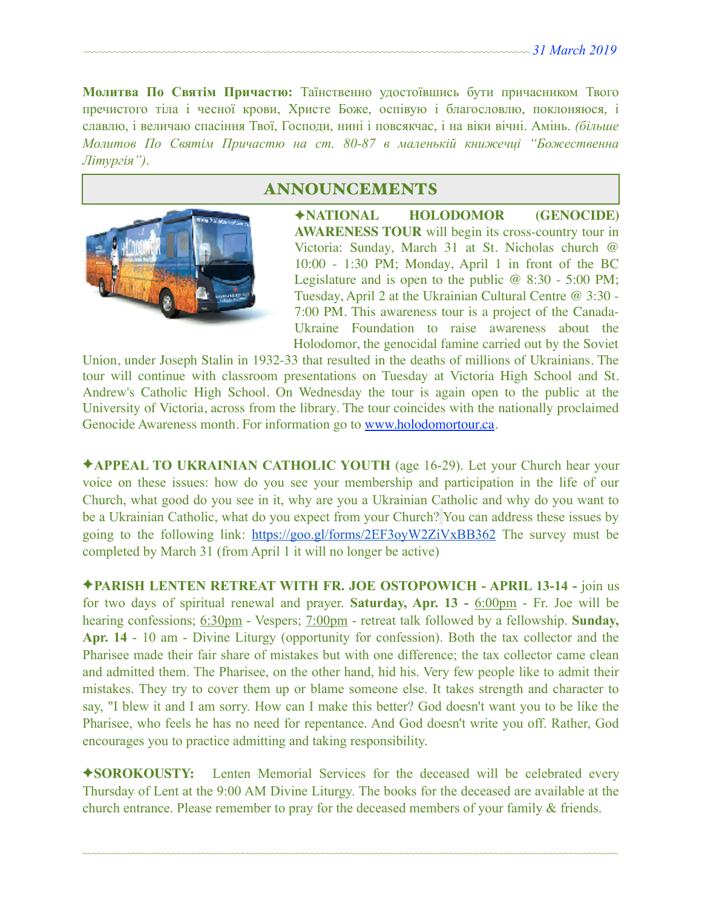**Молитва По Святім Причастю:** Таїнственно удостоївшись бути причасником Твого пречистого тіла і чесної крови, Христе Боже, оспівую і благословлю, поклоняюся, і славлю, і величаю спасіння Твої, Господи, нині і повсякчас, і на віки вічні. Амінь. *(більше Молитов По Святім Причастю на ст. 80-87 в маленькій книжечці "Божественна Літургія").*

## ANNOUNCEMENTS

✦**NATIONAL HOLODOMOR (GENOCIDE) AWARENESS TOUR** will begin its cross-country tour in Victoria: Sunday, March 31 at St. Nicholas church @ 10:00 - 1:30 PM; Monday, April 1 in front of the BC Legislature and is open to the public @ 8:30 - 5:00 PM; Tuesday, April 2 at the Ukrainian Cultural Centre @ 3:30 - 7:00 PM. This awareness tour is a project of the Canada-Ukraine Foundation to raise awareness about the Holodomor, the genocidal famine carried out by the Soviet Union, under Joseph Stalin in 1932-33 that resulted in the deaths of millions of Ukrainians. The tour will continue with classroom presentations on Tuesday at Victoria High School and St. Andrew's Catholic High School. On Wednesday the tour is again open to the public at the University of Victoria, across from the library. The tour coincides with the nationally proclaimed Genocide Awareness month. For information go to www.holodomortour.ca.

✦**APPEAL TO UKRAINIAN CATHOLIC YOUTH** (age 16-29). Let your Church hear your voice on these issues: how do you see your membership and participation in the life of our Church, what good do you see in it, why are you a Ukrainian Catholic and why do you want to be a Ukrainian Catholic, what do you expect from your Church? You can address these issues by going to the following link: https://goo.gl/forms/2EF3oyW2ZiVxBB362 The survey must be completed by March 31 (from April 1 it will no longer be active)

✦**PARISH LENTEN RETREAT WITH FR. JOE OSTOPOWICH - APRIL 13-14 -** join us for two days of spiritual renewal and prayer. **Saturday, Apr. 13 -** 6:00pm - Fr. Joe will be hearing confessions; 6:30pm - Vespers; 7:00pm - retreat talk followed by a fellowship. **Sunday, Apr. 14** - 10 am - Divine Liturgy (opportunity for confession). Both the tax collector and the Pharisee made their fair share of mistakes but with one difference; the tax collector came clean and admitted them. The Pharisee, on the other hand, hid his. Very few people like to admit their mistakes. They try to cover them up or blame someone else. It takes strength and character to say, "I blew it and I am sorry. How can I make this better? God doesn't want you to be like the Pharisee, who feels he has no need for repentance. And God doesn't write you off. Rather, God encourages you to practice admitting and taking responsibility.

✦**SOROKOUSTY:** Lenten Memorial Services for the deceased will be celebrated every Thursday of Lent at the 9:00 AM Divine Liturgy. The books for the deceased are available at the church entrance. Please remember to pray for the deceased members of your family & friends.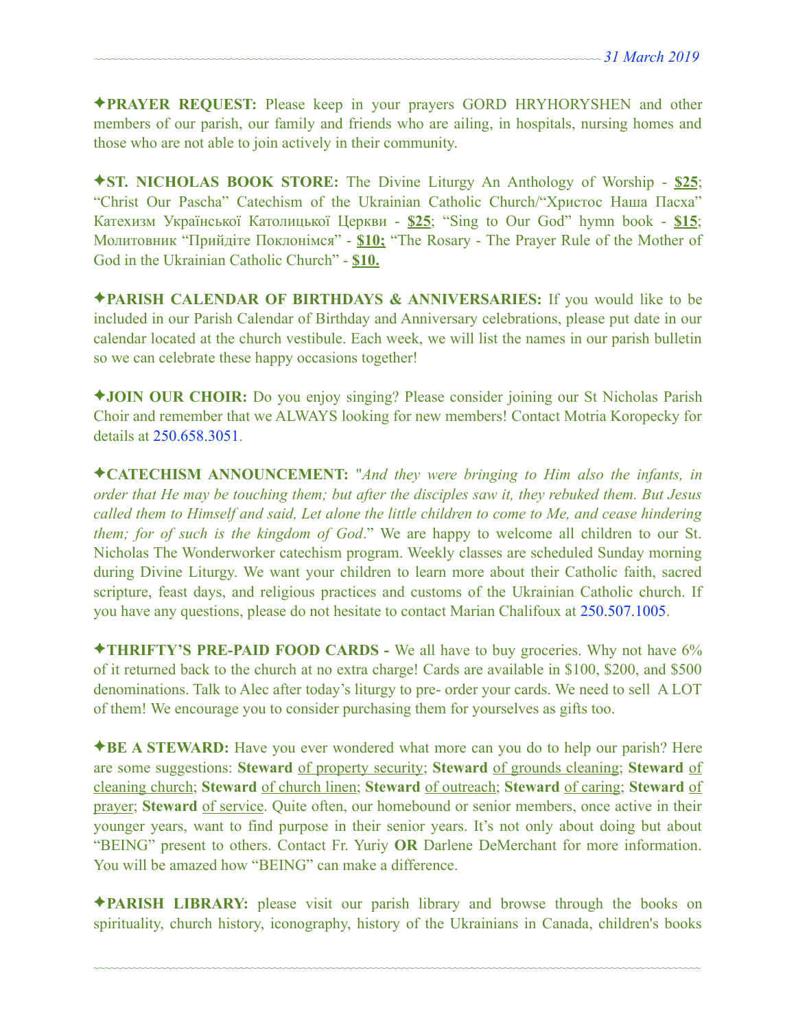✦**PRAYER REQUEST:** Please keep in your prayers GORD HRYHORYSHEN and other members of our parish, our family and friends who are ailing, in hospitals, nursing homes and those who are not able to join actively in their community.

✦**ST. NICHOLAS BOOK STORE:** The Divine Liturgy An Anthology of Worship - **$25**; "Christ Our Pascha" Catechism of the Ukrainian Catholic Church/"Христос Наша Пасха" Катехизм Української Католицької Церкви - **$25**; "Sing to Our God" hymn book - **$15**; Молитовник "Прийдіте Поклонімся" - **$10;** "The Rosary - The Prayer Rule of the Mother of God in the Ukrainian Catholic Church" - **$10.**

✦**PARISH CALENDAR OF BIRTHDAYS & ANNIVERSARIES:** If you would like to be included in our Parish Calendar of Birthday and Anniversary celebrations, please put date in our calendar located at the church vestibule. Each week, we will list the names in our parish bulletin so we can celebrate these happy occasions together!

✦**JOIN OUR CHOIR:** Do you enjoy singing? Please consider joining our St Nicholas Parish Choir and remember that we ALWAYS looking for new members! Contact Motria Koropecky for details at 250.658.3051.

✦**CATECHISM ANNOUNCEMENT:** "*And they were bringing to Him also the infants, in order that He may be touching them; but after the disciples saw it, they rebuked them. But Jesus called them to Himself and said, Let alone the little children to come to Me, and cease hindering them; for of such is the kingdom of God*." We are happy to welcome all children to our St. Nicholas The Wonderworker catechism program. Weekly classes are scheduled Sunday morning during Divine Liturgy. We want your children to learn more about their Catholic faith, sacred scripture, feast days, and religious practices and customs of the Ukrainian Catholic church. If you have any questions, please do not hesitate to contact Marian Chalifoux at 250.507.1005.

✦**THRIFTY'S PRE-PAID FOOD CARDS -** We all have to buy groceries. Why not have 6% of it returned back to the church at no extra charge! Cards are available in $100, $200, and $500 denominations. Talk to Alec after today's liturgy to pre- order your cards. We need to sell A LOT of them! We encourage you to consider purchasing them for yourselves as gifts too.

✦**BE A STEWARD:** Have you ever wondered what more can you do to help our parish? Here are some suggestions: **Steward** of property security; **Steward** of grounds cleaning; **Steward** of cleaning church; **Steward** of church linen; **Steward** of outreach; **Steward** of caring; **Steward** of prayer; **Steward** of service. Quite often, our homebound or senior members, once active in their younger years, want to find purpose in their senior years. It's not only about doing but about "BEING" present to others. Contact Fr. Yuriy **OR** Darlene DeMerchant for more information. You will be amazed how "BEING" can make a difference.

✦**PARISH LIBRARY:** please visit our parish library and browse through the books on spirituality, church history, iconography, history of the Ukrainians in Canada, children's books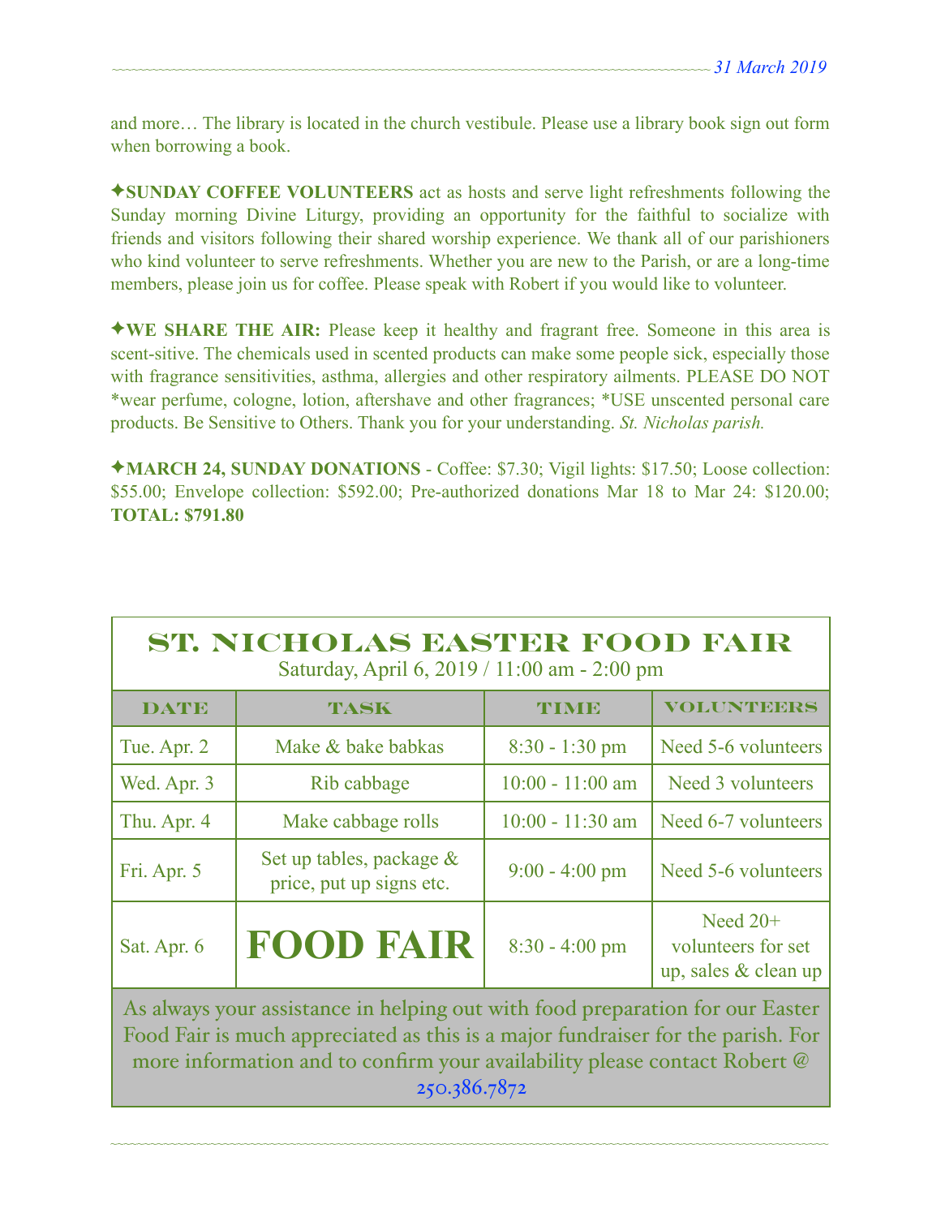and more… The library is located in the church vestibule. Please use a library book sign out form when borrowing a book.

✦**SUNDAY COFFEE VOLUNTEERS** act as hosts and serve light refreshments following the Sunday morning Divine Liturgy, providing an opportunity for the faithful to socialize with friends and visitors following their shared worship experience. We thank all of our parishioners who kind volunteer to serve refreshments. Whether you are new to the Parish, or are a long-time members, please join us for coffee. Please speak with Robert if you would like to volunteer.

✦**WE SHARE THE AIR:** Please keep it healthy and fragrant free. Someone in this area is scent-sitive. The chemicals used in scented products can make some people sick, especially those with fragrance sensitivities, asthma, allergies and other respiratory ailments. PLEASE DO NOT *wear perfume, cologne, lotion, aftershave and other fragrances; *USE unscented personal care products. Be Sensitive to Others. Thank you for your understanding. *St. Nicholas parish.*

✦**MARCH 24, SUNDAY DONATIONS** - Coffee: $7.30; Vigil lights: $17.50; Loose collection: $55.00; Envelope collection: $592.00; Pre-authorized donations Mar 18 to Mar 24: $120.00; **TOTAL: $791.80**

## ST. NICHOLAS EASTER FOOD FAIR

Saturday, April 6, 2019 / 11:00 am - 2:00 pm

| DATE | TASK | TIME | VOLUNTEERS |
|---|---|---|---|
| Tue. Apr. 2 | Make & bake babkas | 8:30 - 1:30 pm | Need 5-6 volunteers |
| Wed. Apr. 3 | Rib cabbage | 10:00 - 11:00 am | Need 3 volunteers |
| Thu. Apr. 4 | Make cabbage rolls | 10:00 - 11:30 am | Need 6-7 volunteers |
| Fri. Apr. 5 | Set up tables, package & price, put up signs etc. | 9:00 - 4:00 pm | Need 5-6 volunteers |
| Sat. Apr. 6 | **FOOD FAIR** | 8:30 - 4:00 pm | Need 20+ volunteers for set up, sales & clean up |

As always your assistance in helping out with food preparation for our Easter Food Fair is much appreciated as this is a major fundraiser for the parish. For more information and to confirm your availability please contact Robert @ 250.386.7872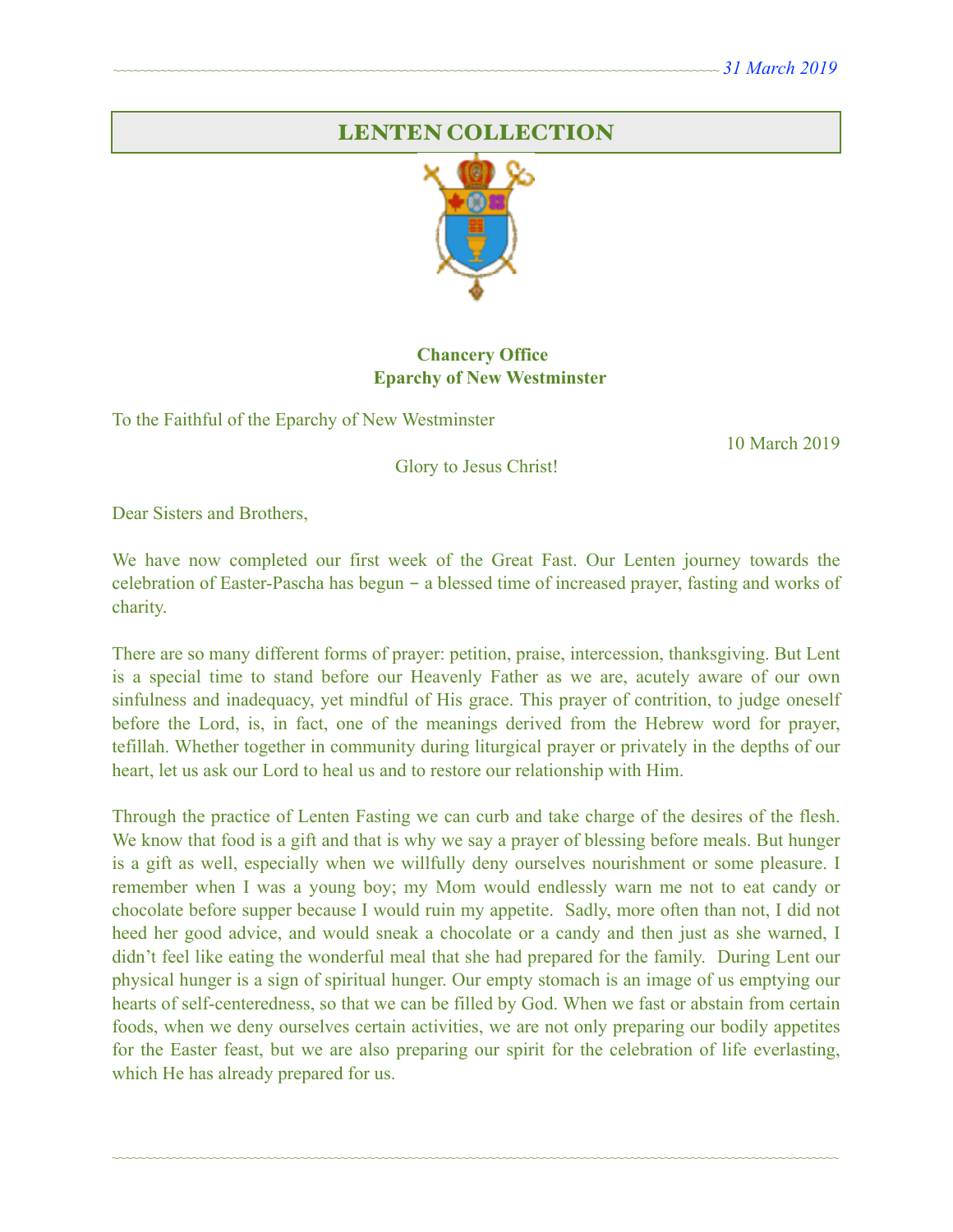## LENTEN COLLECTION

**Chancery Office**
**Eparchy of New Westminster**

To the Faithful of the Eparchy of New Westminster

10 March 2019

Glory to Jesus Christ!

Dear Sisters and Brothers,

We have now completed our first week of the Great Fast. Our Lenten journey towards the celebration of Easter-Pascha has begun – a blessed time of increased prayer, fasting and works of charity.

There are so many different forms of prayer: petition, praise, intercession, thanksgiving. But Lent is a special time to stand before our Heavenly Father as we are, acutely aware of our own sinfulness and inadequacy, yet mindful of His grace. This prayer of contrition, to judge oneself before the Lord, is, in fact, one of the meanings derived from the Hebrew word for prayer, tefillah. Whether together in community during liturgical prayer or privately in the depths of our heart, let us ask our Lord to heal us and to restore our relationship with Him.

Through the practice of Lenten Fasting we can curb and take charge of the desires of the flesh. We know that food is a gift and that is why we say a prayer of blessing before meals. But hunger is a gift as well, especially when we willfully deny ourselves nourishment or some pleasure. I remember when I was a young boy; my Mom would endlessly warn me not to eat candy or chocolate before supper because I would ruin my appetite. Sadly, more often than not, I did not heed her good advice, and would sneak a chocolate or a candy and then just as she warned, I didn't feel like eating the wonderful meal that she had prepared for the family. During Lent our physical hunger is a sign of spiritual hunger. Our empty stomach is an image of us emptying our hearts of self-centeredness, so that we can be filled by God. When we fast or abstain from certain foods, when we deny ourselves certain activities, we are not only preparing our bodily appetites for the Easter feast, but we are also preparing our spirit for the celebration of life everlasting, which He has already prepared for us.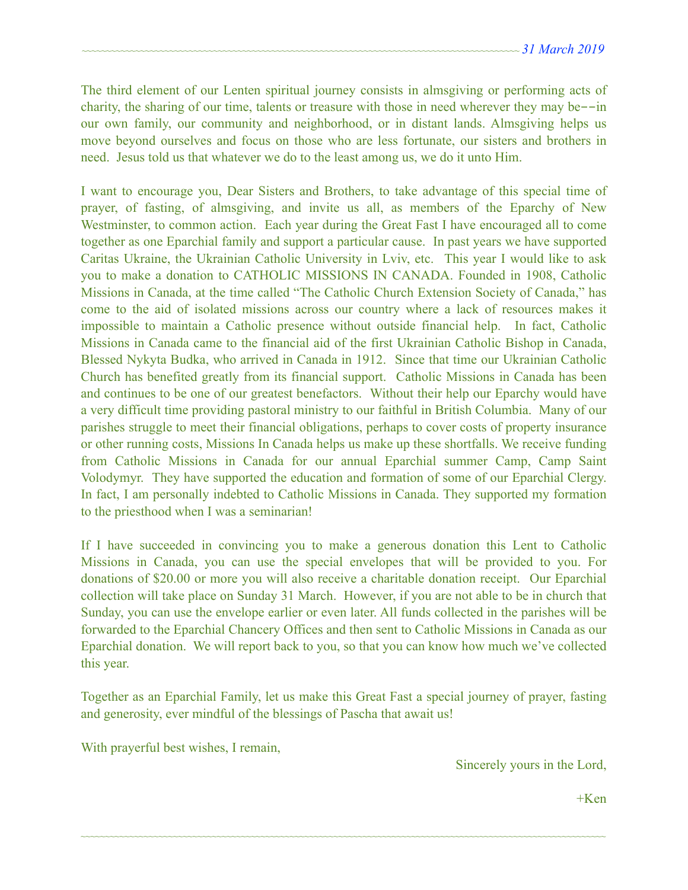The third element of our Lenten spiritual journey consists in almsgiving or performing acts of charity, the sharing of our time, talents or treasure with those in need wherever they may be--in our own family, our community and neighborhood, or in distant lands. Almsgiving helps us move beyond ourselves and focus on those who are less fortunate, our sisters and brothers in need. Jesus told us that whatever we do to the least among us, we do it unto Him.

I want to encourage you, Dear Sisters and Brothers, to take advantage of this special time of prayer, of fasting, of almsgiving, and invite us all, as members of the Eparchy of New Westminster, to common action. Each year during the Great Fast I have encouraged all to come together as one Eparchial family and support a particular cause. In past years we have supported Caritas Ukraine, the Ukrainian Catholic University in Lviv, etc. This year I would like to ask you to make a donation to CATHOLIC MISSIONS IN CANADA. Founded in 1908, Catholic Missions in Canada, at the time called "The Catholic Church Extension Society of Canada," has come to the aid of isolated missions across our country where a lack of resources makes it impossible to maintain a Catholic presence without outside financial help. In fact, Catholic Missions in Canada came to the financial aid of the first Ukrainian Catholic Bishop in Canada, Blessed Nykyta Budka, who arrived in Canada in 1912. Since that time our Ukrainian Catholic Church has benefited greatly from its financial support. Catholic Missions in Canada has been and continues to be one of our greatest benefactors. Without their help our Eparchy would have a very difficult time providing pastoral ministry to our faithful in British Columbia. Many of our parishes struggle to meet their financial obligations, perhaps to cover costs of property insurance or other running costs, Missions In Canada helps us make up these shortfalls. We receive funding from Catholic Missions in Canada for our annual Eparchial summer Camp, Camp Saint Volodymyr. They have supported the education and formation of some of our Eparchial Clergy. In fact, I am personally indebted to Catholic Missions in Canada. They supported my formation to the priesthood when I was a seminarian!

If I have succeeded in convincing you to make a generous donation this Lent to Catholic Missions in Canada, you can use the special envelopes that will be provided to you. For donations of $20.00 or more you will also receive a charitable donation receipt. Our Eparchial collection will take place on Sunday 31 March. However, if you are not able to be in church that Sunday, you can use the envelope earlier or even later. All funds collected in the parishes will be forwarded to the Eparchial Chancery Offices and then sent to Catholic Missions in Canada as our Eparchial donation. We will report back to you, so that you can know how much we've collected this year.

Together as an Eparchial Family, let us make this Great Fast a special journey of prayer, fasting and generosity, ever mindful of the blessings of Pascha that await us!

With prayerful best wishes, I remain,

Sincerely yours in the Lord,

+Ken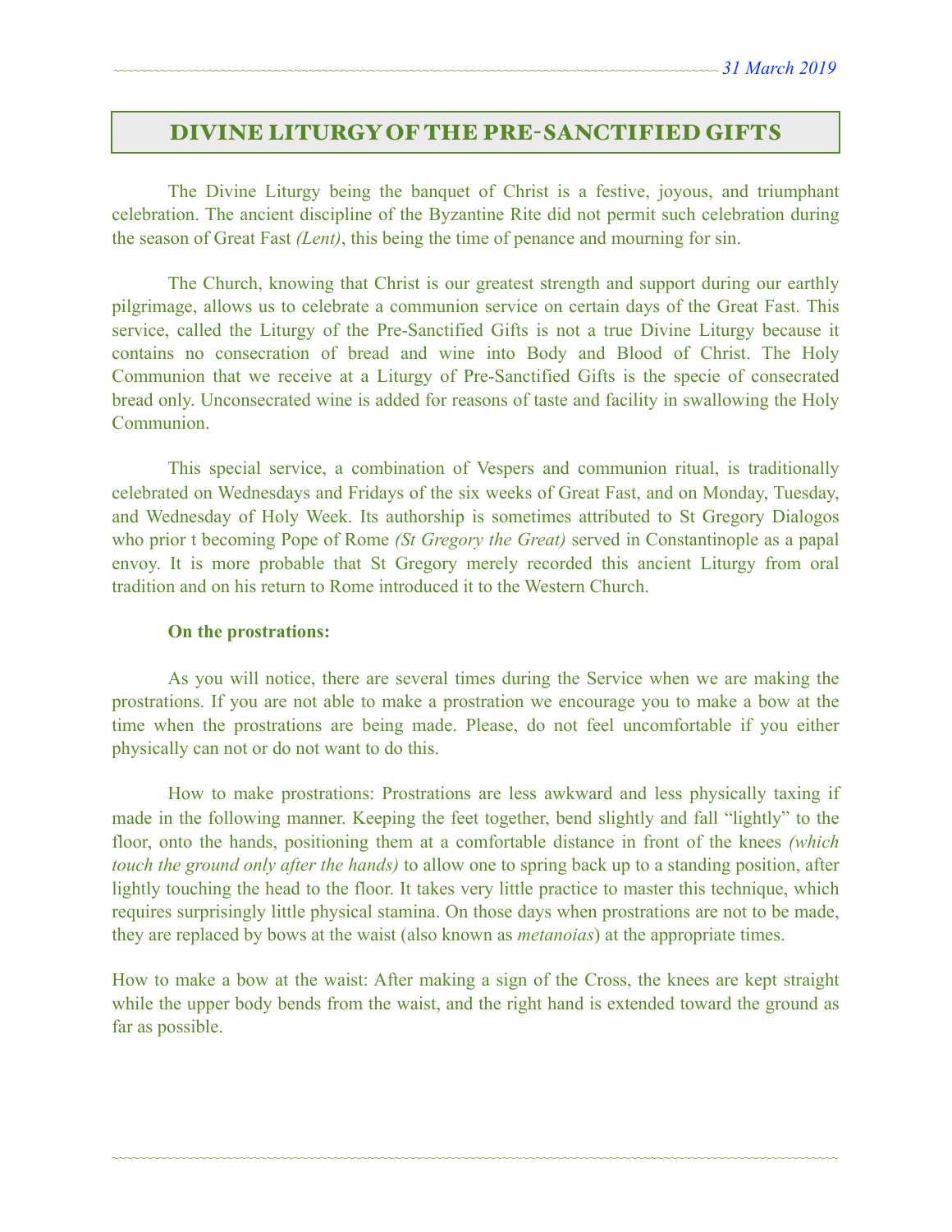## DIVINE LITURGY OF THE PRE-SANCTIFIED GIFTS

The Divine Liturgy being the banquet of Christ is a festive, joyous, and triumphant celebration. The ancient discipline of the Byzantine Rite did not permit such celebration during the season of Great Fast *(Lent)*, this being the time of penance and mourning for sin.

The Church, knowing that Christ is our greatest strength and support during our earthly pilgrimage, allows us to celebrate a communion service on certain days of the Great Fast. This service, called the Liturgy of the Pre-Sanctified Gifts is not a true Divine Liturgy because it contains no consecration of bread and wine into Body and Blood of Christ. The Holy Communion that we receive at a Liturgy of Pre-Sanctified Gifts is the specie of consecrated bread only. Unconsecrated wine is added for reasons of taste and facility in swallowing the Holy Communion.

This special service, a combination of Vespers and communion ritual, is traditionally celebrated on Wednesdays and Fridays of the six weeks of Great Fast, and on Monday, Tuesday, and Wednesday of Holy Week. Its authorship is sometimes attributed to St Gregory Dialogos who prior t becoming Pope of Rome *(St Gregory the Great)* served in Constantinople as a papal envoy. It is more probable that St Gregory merely recorded this ancient Liturgy from oral tradition and on his return to Rome introduced it to the Western Church.

**On the prostrations:**

As you will notice, there are several times during the Service when we are making the prostrations. If you are not able to make a prostration we encourage you to make a bow at the time when the prostrations are being made. Please, do not feel uncomfortable if you either physically can not or do not want to do this.

How to make prostrations: Prostrations are less awkward and less physically taxing if made in the following manner. Keeping the feet together, bend slightly and fall "lightly" to the floor, onto the hands, positioning them at a comfortable distance in front of the knees *(which touch the ground only after the hands)* to allow one to spring back up to a standing position, after lightly touching the head to the floor. It takes very little practice to master this technique, which requires surprisingly little physical stamina. On those days when prostrations are not to be made, they are replaced by bows at the waist (also known as *metanoias*) at the appropriate times.

How to make a bow at the waist: After making a sign of the Cross, the knees are kept straight while the upper body bends from the waist, and the right hand is extended toward the ground as far as possible.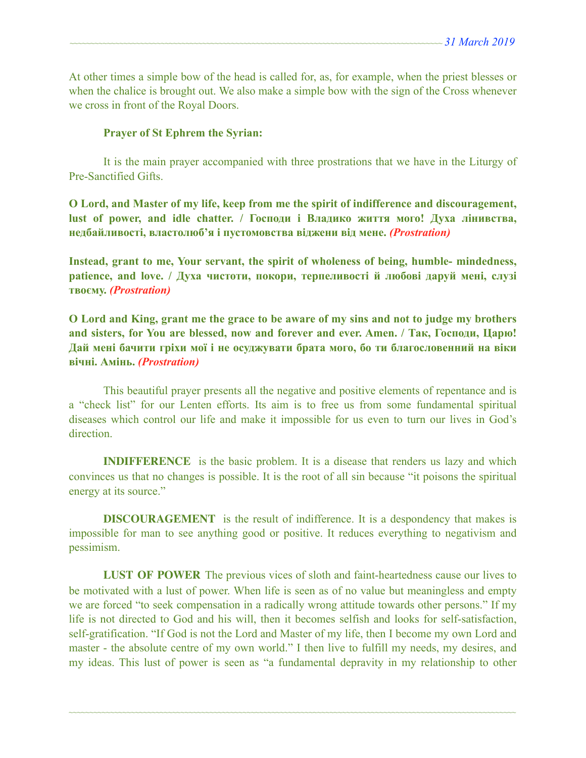At other times a simple bow of the head is called for, as, for example, when the priest blesses or when the chalice is brought out. We also make a simple bow with the sign of the Cross whenever we cross in front of the Royal Doors.

**Prayer of St Ephrem the Syrian:**

It is the main prayer accompanied with three prostrations that we have in the Liturgy of Pre-Sanctified Gifts.

**O Lord, and Master of my life, keep from me the spirit of indifference and discouragement, lust of power, and idle chatter. / Господи і Владико життя мого! Духа лінивства, недбайливості, властолюб'я і пустомовства віджени від мене.** ***(Prostration)***

**Instead, grant to me, Your servant, the spirit of wholeness of being, humble- mindedness, patience, and love. / Духа чистоти, покори, терпеливості й любові даруй мені, слузі твоєму.** ***(Prostration)***

**O Lord and King, grant me the grace to be aware of my sins and not to judge my brothers and sisters, for You are blessed, now and forever and ever. Amen. / Так, Господи, Царю! Дай мені бачити гріхи мої і не осуджувати брата мого, бо ти благословенний на віки вічні. Амінь.** ***(Prostration)***

This beautiful prayer presents all the negative and positive elements of repentance and is a "check list" for our Lenten efforts. Its aim is to free us from some fundamental spiritual diseases which control our life and make it impossible for us even to turn our lives in God's direction.

**INDIFFERENCE** is the basic problem. It is a disease that renders us lazy and which convinces us that no changes is possible. It is the root of all sin because "it poisons the spiritual energy at its source."

**DISCOURAGEMENT** is the result of indifference. It is a despondency that makes is impossible for man to see anything good or positive. It reduces everything to negativism and pessimism.

**LUST OF POWER** The previous vices of sloth and faint-heartedness cause our lives to be motivated with a lust of power. When life is seen as of no value but meaningless and empty we are forced "to seek compensation in a radically wrong attitude towards other persons." If my life is not directed to God and his will, then it becomes selfish and looks for self-satisfaction, self-gratification. "If God is not the Lord and Master of my life, then I become my own Lord and master - the absolute centre of my own world." I then live to fulfill my needs, my desires, and my ideas. This lust of power is seen as "a fundamental depravity in my relationship to other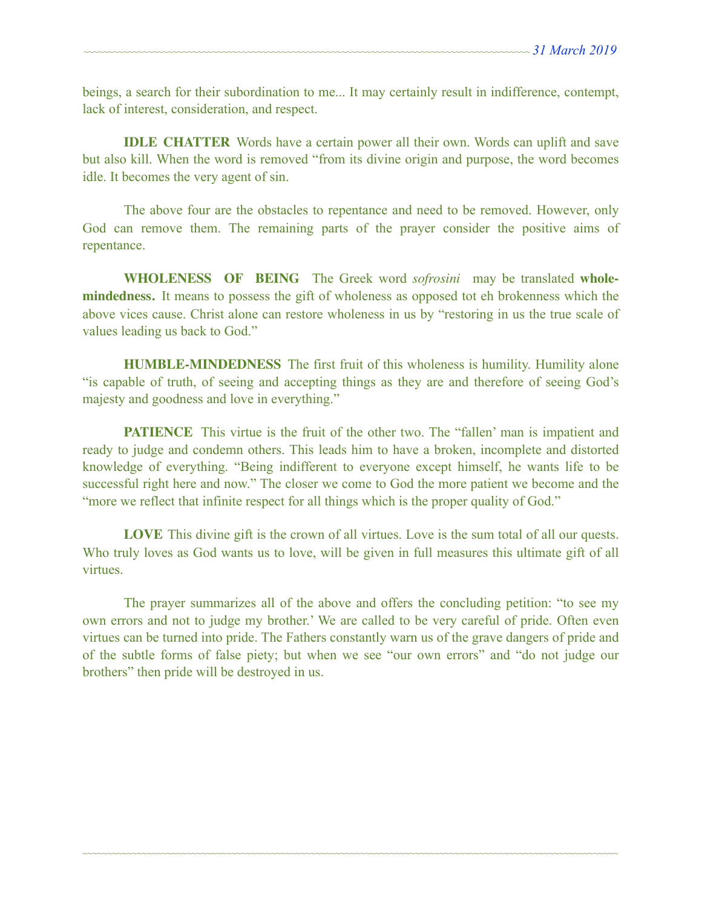beings, a search for their subordination to me... It may certainly result in indifference, contempt, lack of interest, consideration, and respect.

**IDLE CHATTER** Words have a certain power all their own. Words can uplift and save but also kill. When the word is removed "from its divine origin and purpose, the word becomes idle. It becomes the very agent of sin.

The above four are the obstacles to repentance and need to be removed. However, only God can remove them. The remaining parts of the prayer consider the positive aims of repentance.

**WHOLENESS OF BEING** The Greek word *sofrosini* may be translated **whole-mindedness.** It means to possess the gift of wholeness as opposed tot eh brokenness which the above vices cause. Christ alone can restore wholeness in us by "restoring in us the true scale of values leading us back to God."

**HUMBLE-MINDEDNESS** The first fruit of this wholeness is humility. Humility alone "is capable of truth, of seeing and accepting things as they are and therefore of seeing God's majesty and goodness and love in everything."

**PATIENCE** This virtue is the fruit of the other two. The "fallen' man is impatient and ready to judge and condemn others. This leads him to have a broken, incomplete and distorted knowledge of everything. "Being indifferent to everyone except himself, he wants life to be successful right here and now." The closer we come to God the more patient we become and the "more we reflect that infinite respect for all things which is the proper quality of God."

**LOVE** This divine gift is the crown of all virtues. Love is the sum total of all our quests. Who truly loves as God wants us to love, will be given in full measures this ultimate gift of all virtues.

The prayer summarizes all of the above and offers the concluding petition: "to see my own errors and not to judge my brother.' We are called to be very careful of pride. Often even virtues can be turned into pride. The Fathers constantly warn us of the grave dangers of pride and of the subtle forms of false piety; but when we see "our own errors" and "do not judge our brothers" then pride will be destroyed in us.